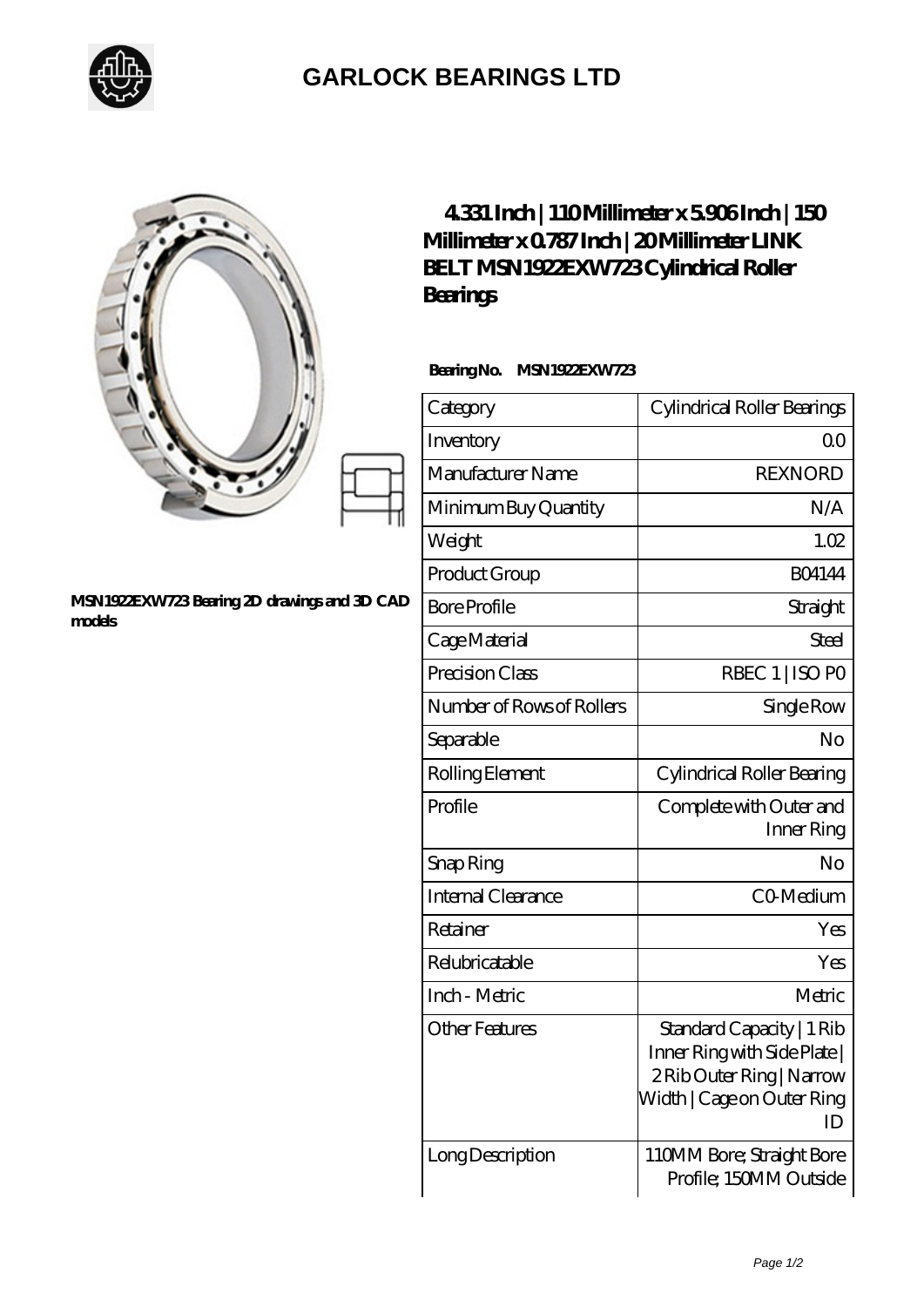# GARLOCK BEARINGS LTD

MSN1922EXW723 Bearing 2D drawings and 3D CAD models

## 4.331 Inch | 110 Millimeter x 5.906 Inch | 150 Millimeter x 0.787 Inch | 20 Millimeter LINK BELT MSN1922EXW723 Cylindrical Roller Bearings

**Bearing No.** MSN1922EXW723

| Category | Cylindrical Roller Bearings |
|---|---|
| Inventory | 0.0 |
| Manufacturer Name | REXNORD |
| Minimum Buy Quantity | N/A |
| Weight | 1.02 |
| Product Group | B04144 |
| Bore Profile | Straight |
| Cage Material | Steel |
| Precision Class | RBEC 1 \| ISO P0 |
| Number of Rows of Rollers | Single Row |
| Separable | No |
| Rolling Element | Cylindrical Roller Bearing |
| Profile | Complete with Outer and Inner Ring |
| Snap Ring | No |
| Internal Clearance | C0-Medium |
| Retainer | Yes |
| Relubricatable | Yes |
| Inch - Metric | Metric |
| Other Features | Standard Capacity \| 1 Rib Inner Ring with Side Plate \| 2 Rib Outer Ring \| Narrow Width \| Cage on Outer Ring ID |
| Long Description | 110MM Bore; Straight Bore Profile; 150MM Outside |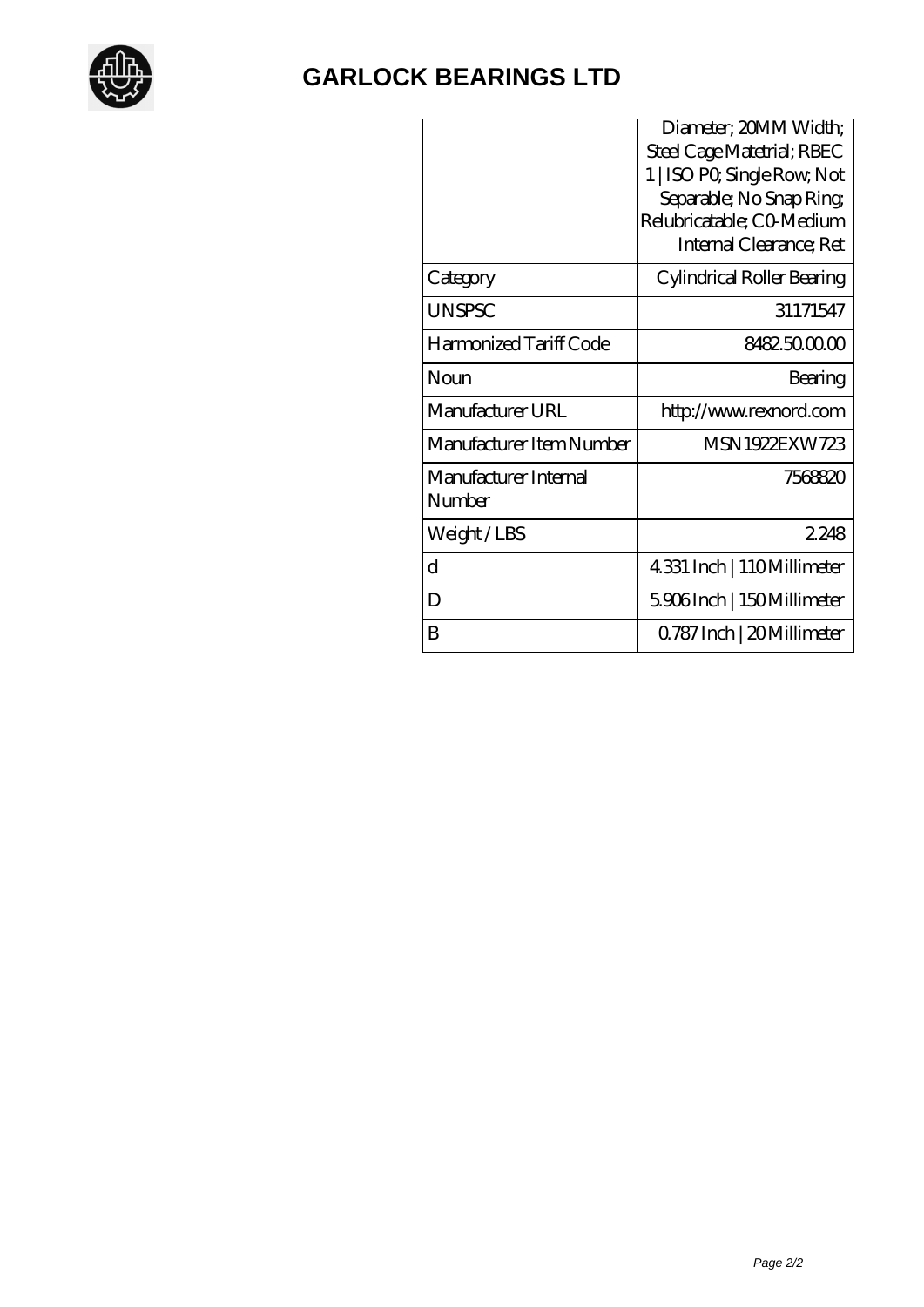| | |
|---|---|
| | Diameter; 20MM Width; Steel Cage Matetrial; RBEC 1 \| ISO P0; Single Row; Not Separable; No Snap Ring; Relubricatable; C0-Medium Internal Clearance; Ret |
| Category | Cylindrical Roller Bearing |
| UNSPSC | 31171547 |
| Harmonized Tariff Code | 8482.50.00.00 |
| Noun | Bearing |
| Manufacturer URL | http://www.rexnord.com |
| Manufacturer Item Number | MSN1922EXW723 |
| Manufacturer Internal Number | 7568820 |
| Weight / LBS | 2.248 |
| d | 4.331 Inch \| 110 Millimeter |
| D | 5.906 Inch \| 150 Millimeter |
| B | 0.787 Inch \| 20 Millimeter |